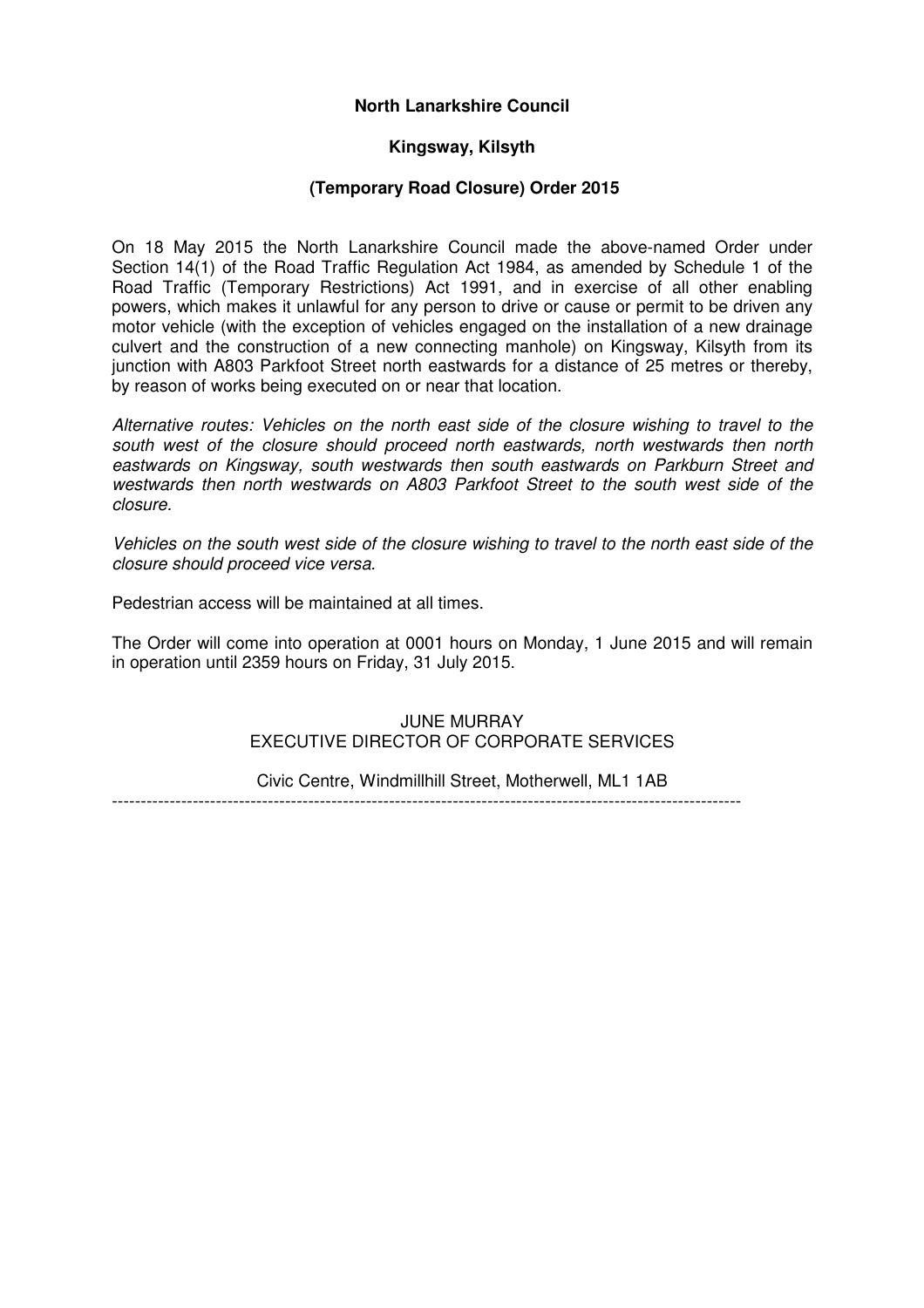**North Lanarkshire Council**

**Kingsway, Kilsyth**

**(Temporary Road Closure) Order 2015**

On 18 May 2015 the North Lanarkshire Council made the above-named Order under Section 14(1) of the Road Traffic Regulation Act 1984, as amended by Schedule 1 of the Road Traffic (Temporary Restrictions) Act 1991, and in exercise of all other enabling powers, which makes it unlawful for any person to drive or cause or permit to be driven any motor vehicle (with the exception of vehicles engaged on the installation of a new drainage culvert and the construction of a new connecting manhole) on Kingsway, Kilsyth from its junction with A803 Parkfoot Street north eastwards for a distance of 25 metres or thereby, by reason of works being executed on or near that location.

*Alternative routes: Vehicles on the north east side of the closure wishing to travel to the south west of the closure should proceed north eastwards, north westwards then north eastwards on Kingsway, south westwards then south eastwards on Parkburn Street and westwards then north westwards on A803 Parkfoot Street to the south west side of the closure.*

*Vehicles on the south west side of the closure wishing to travel to the north east side of the closure should proceed vice versa.*

Pedestrian access will be maintained at all times.

The Order will come into operation at 0001 hours on Monday, 1 June 2015 and will remain in operation until 2359 hours on Friday, 31 July 2015.

JUNE MURRAY
EXECUTIVE DIRECTOR OF CORPORATE SERVICES

Civic Centre, Windmillhill Street, Motherwell, ML1 1AB

---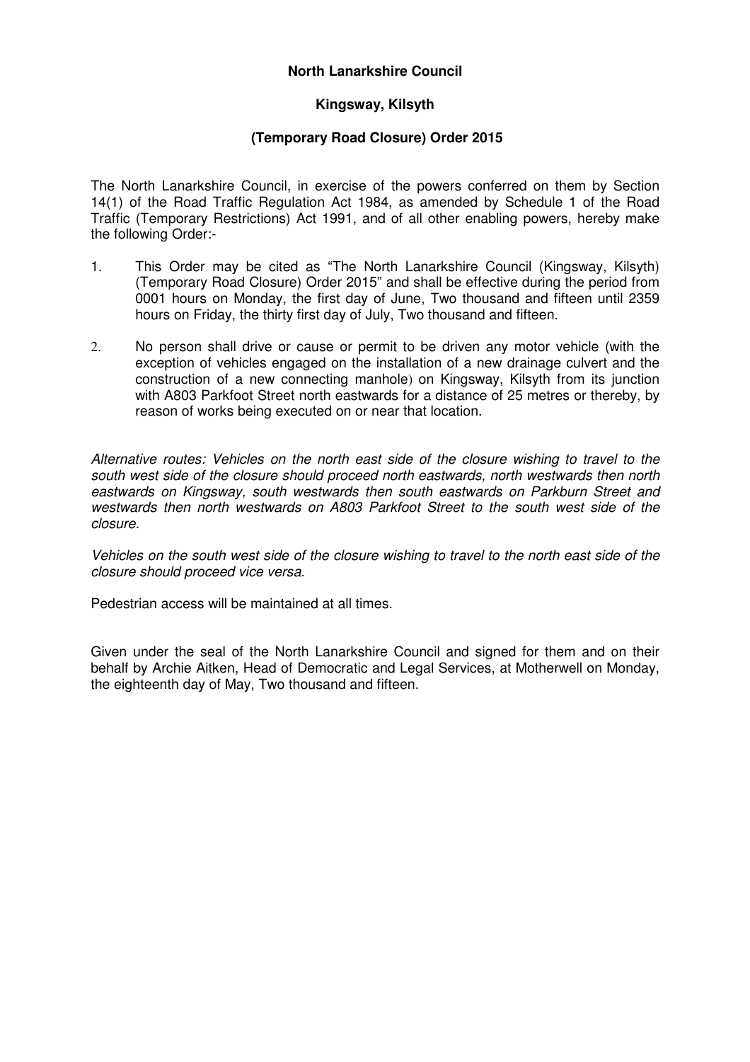**North Lanarkshire Council**

**Kingsway, Kilsyth**

**(Temporary Road Closure) Order 2015**

The North Lanarkshire Council, in exercise of the powers conferred on them by Section 14(1) of the Road Traffic Regulation Act 1984, as amended by Schedule 1 of the Road Traffic (Temporary Restrictions) Act 1991, and of all other enabling powers, hereby make the following Order:-

1. This Order may be cited as "The North Lanarkshire Council (Kingsway, Kilsyth) (Temporary Road Closure) Order 2015" and shall be effective during the period from 0001 hours on Monday, the first day of June, Two thousand and fifteen until 2359 hours on Friday, the thirty first day of July, Two thousand and fifteen.

2. No person shall drive or cause or permit to be driven any motor vehicle (with the exception of vehicles engaged on the installation of a new drainage culvert and the construction of a new connecting manhole) on Kingsway, Kilsyth from its junction with A803 Parkfoot Street north eastwards for a distance of 25 metres or thereby, by reason of works being executed on or near that location.

*Alternative routes: Vehicles on the north east side of the closure wishing to travel to the south west side of the closure should proceed north eastwards, north westwards then north eastwards on Kingsway, south westwards then south eastwards on Parkburn Street and westwards then north westwards on A803 Parkfoot Street to the south west side of the closure.*

*Vehicles on the south west side of the closure wishing to travel to the north east side of the closure should proceed vice versa.*

Pedestrian access will be maintained at all times.

Given under the seal of the North Lanarkshire Council and signed for them and on their behalf by Archie Aitken, Head of Democratic and Legal Services, at Motherwell on Monday, the eighteenth day of May, Two thousand and fifteen.